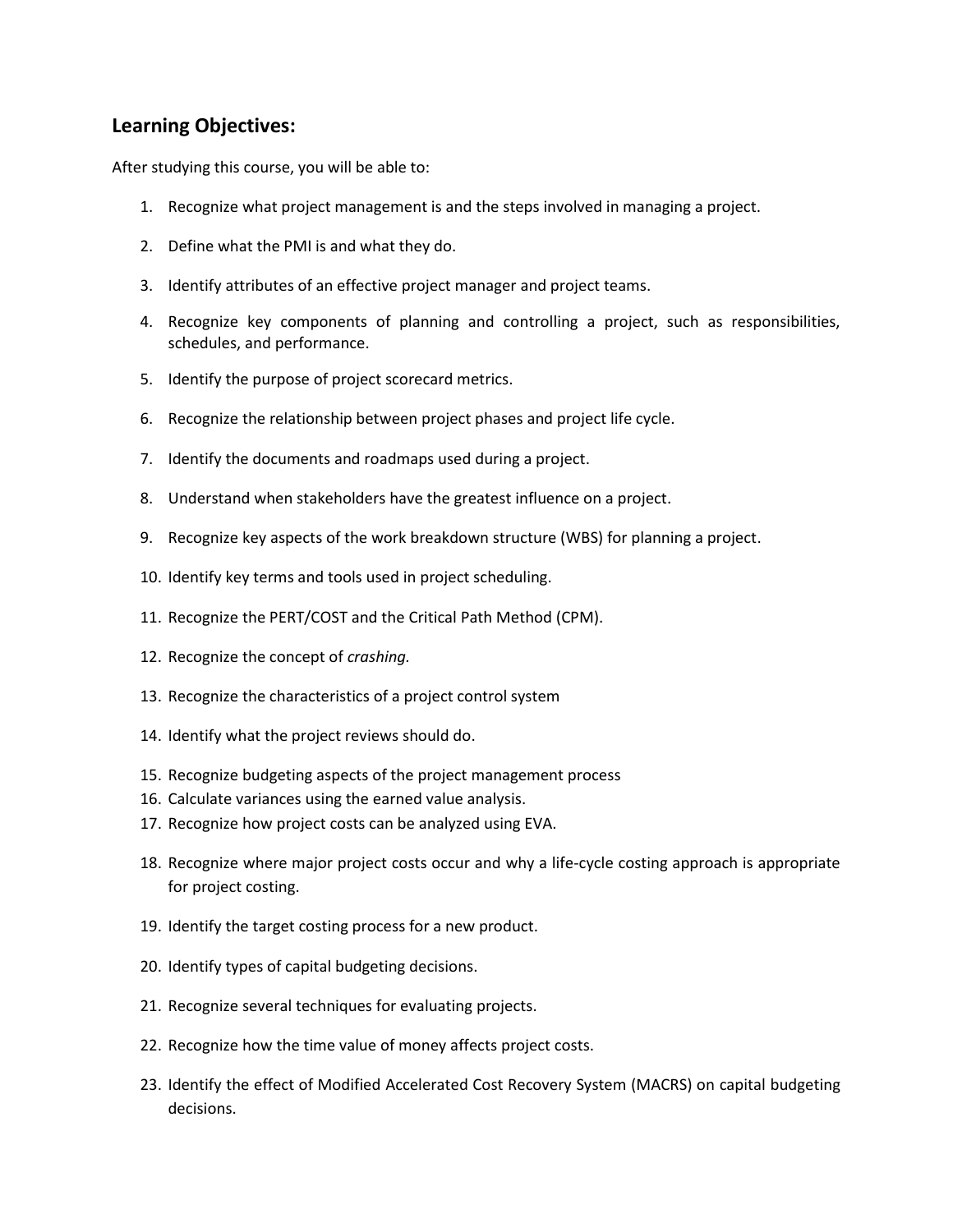## Learning Objectives:

After studying this course, you will be able to:

1. Recognize what project management is and the steps involved in managing a project.
2. Define what the PMI is and what they do.
3. Identify attributes of an effective project manager and project teams.
4. Recognize key components of planning and controlling a project, such as responsibilities, schedules, and performance.
5. Identify the purpose of project scorecard metrics.
6. Recognize the relationship between project phases and project life cycle.
7. Identify the documents and roadmaps used during a project.
8. Understand when stakeholders have the greatest influence on a project.
9. Recognize key aspects of the work breakdown structure (WBS) for planning a project.
10. Identify key terms and tools used in project scheduling.
11. Recognize the PERT/COST and the Critical Path Method (CPM).
12. Recognize the concept of *crashing.*
13. Recognize the characteristics of a project control system
14. Identify what the project reviews should do.
15. Recognize budgeting aspects of the project management process
16. Calculate variances using the earned value analysis.
17. Recognize how project costs can be analyzed using EVA.
18. Recognize where major project costs occur and why a life-cycle costing approach is appropriate for project costing.
19. Identify the target costing process for a new product.
20. Identify types of capital budgeting decisions.
21. Recognize several techniques for evaluating projects.
22. Recognize how the time value of money affects project costs.
23. Identify the effect of Modified Accelerated Cost Recovery System (MACRS) on capital budgeting decisions.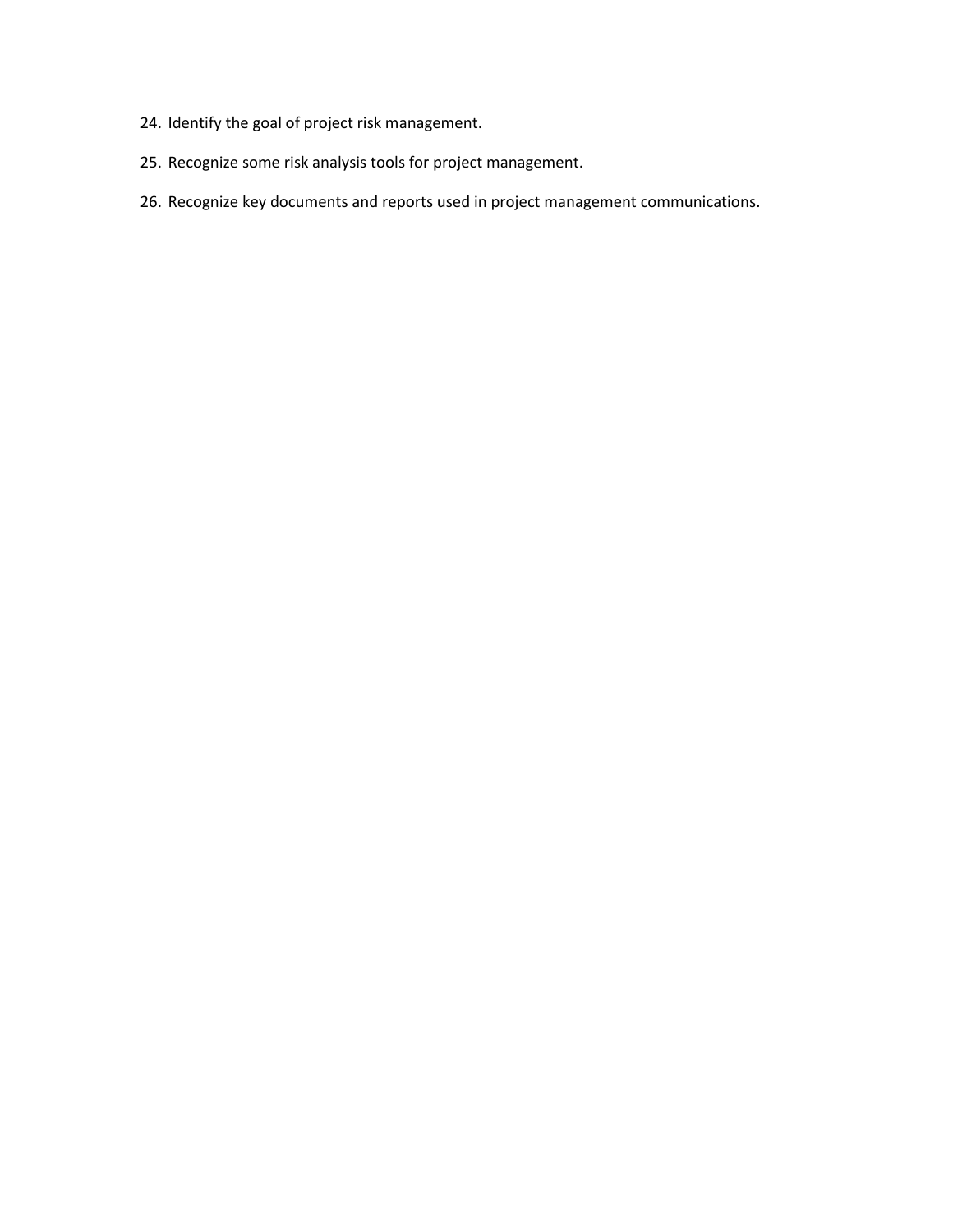24. Identify the goal of project risk management.

25. Recognize some risk analysis tools for project management.

26. Recognize key documents and reports used in project management communications.